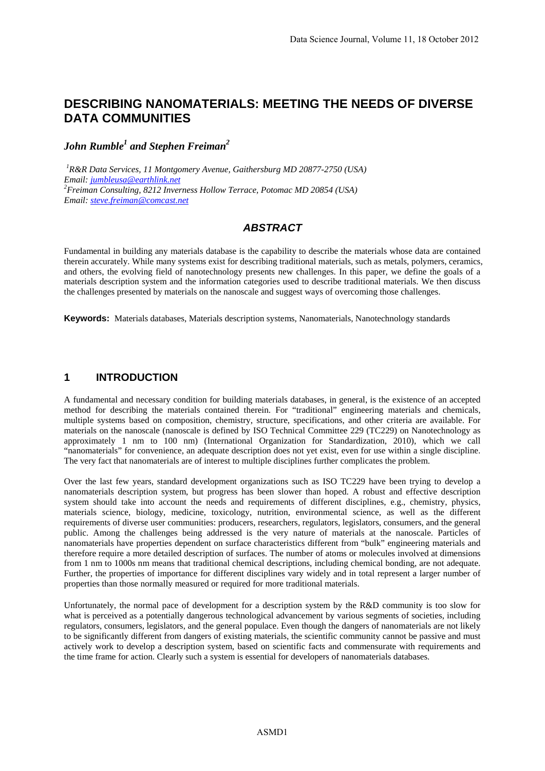# DESCRIBING NANOMATERIALS: MEETING THE NEEDS OF DIVERSE DATA COMMUNITIES

***John Rumble[1] and Stephen Freiman[2]***

*[1]R&R Data Services, 11 Montgomery Avenue, Gaithersburg MD 20877-2750 (USA)*
*Email: jumbleusa@earthlink.net*
*[2]Freiman Consulting, 8212 Inverness Hollow Terrace, Potomac MD 20854 (USA)*
*Email: steve.freiman@comcast.net*

## *ABSTRACT*

Fundamental in building any materials database is the capability to describe the materials whose data are contained therein accurately. While many systems exist for describing traditional materials, such as metals, polymers, ceramics, and others, the evolving field of nanotechnology presents new challenges. In this paper, we define the goals of a materials description system and the information categories used to describe traditional materials. We then discuss the challenges presented by materials on the nanoscale and suggest ways of overcoming those challenges.

**Keywords:** Materials databases, Materials description systems, Nanomaterials, Nanotechnology standards

## 1 INTRODUCTION

A fundamental and necessary condition for building materials databases, in general, is the existence of an accepted method for describing the materials contained therein. For "traditional" engineering materials and chemicals, multiple systems based on composition, chemistry, structure, specifications, and other criteria are available. For materials on the nanoscale (nanoscale is defined by ISO Technical Committee 229 (TC229) on Nanotechnology as approximately 1 nm to 100 nm) (International Organization for Standardization, 2010), which we call "nanomaterials" for convenience, an adequate description does not yet exist, even for use within a single discipline. The very fact that nanomaterials are of interest to multiple disciplines further complicates the problem.

Over the last few years, standard development organizations such as ISO TC229 have been trying to develop a nanomaterials description system, but progress has been slower than hoped. A robust and effective description system should take into account the needs and requirements of different disciplines, e.g., chemistry, physics, materials science, biology, medicine, toxicology, nutrition, environmental science, as well as the different requirements of diverse user communities: producers, researchers, regulators, legislators, consumers, and the general public. Among the challenges being addressed is the very nature of materials at the nanoscale. Particles of nanomaterials have properties dependent on surface characteristics different from "bulk" engineering materials and therefore require a more detailed description of surfaces. The number of atoms or molecules involved at dimensions from 1 nm to 1000s nm means that traditional chemical descriptions, including chemical bonding, are not adequate. Further, the properties of importance for different disciplines vary widely and in total represent a larger number of properties than those normally measured or required for more traditional materials.

Unfortunately, the normal pace of development for a description system by the R&D community is too slow for what is perceived as a potentially dangerous technological advancement by various segments of societies, including regulators, consumers, legislators, and the general populace. Even though the dangers of nanomaterials are not likely to be significantly different from dangers of existing materials, the scientific community cannot be passive and must actively work to develop a description system, based on scientific facts and commensurate with requirements and the time frame for action. Clearly such a system is essential for developers of nanomaterials databases.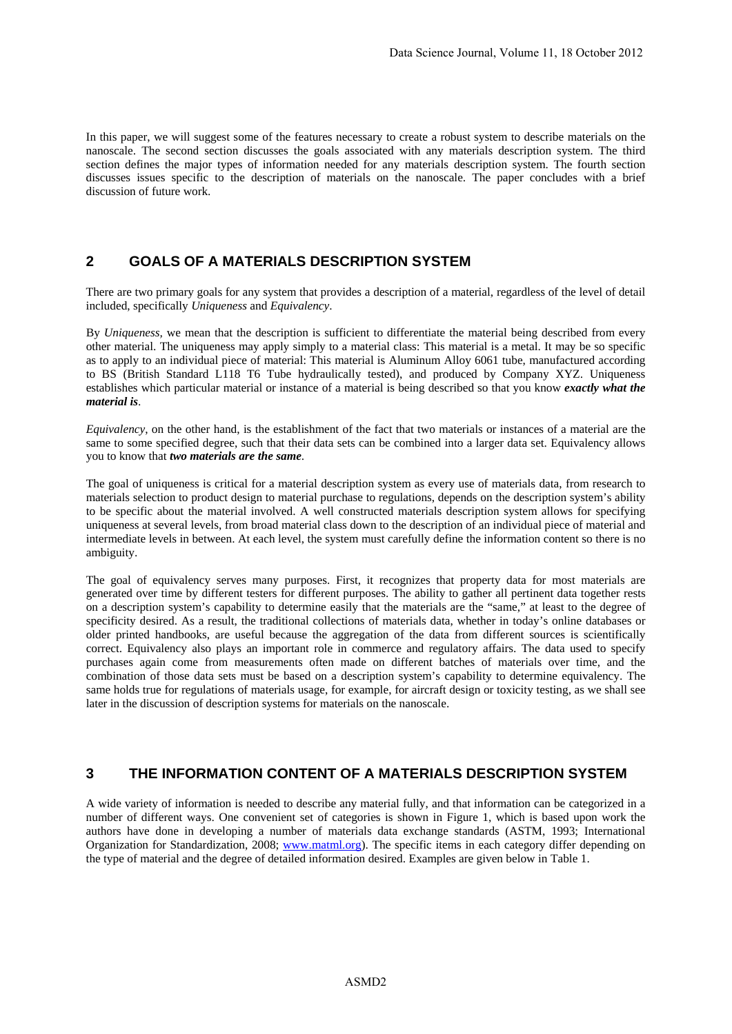In this paper, we will suggest some of the features necessary to create a robust system to describe materials on the nanoscale. The second section discusses the goals associated with any materials description system. The third section defines the major types of information needed for any materials description system. The fourth section discusses issues specific to the description of materials on the nanoscale. The paper concludes with a brief discussion of future work.

## 2 GOALS OF A MATERIALS DESCRIPTION SYSTEM

There are two primary goals for any system that provides a description of a material, regardless of the level of detail included, specifically *Uniqueness* and *Equivalency*.

By *Uniqueness,* we mean that the description is sufficient to differentiate the material being described from every other material. The uniqueness may apply simply to a material class: This material is a metal. It may be so specific as to apply to an individual piece of material: This material is Aluminum Alloy 6061 tube, manufactured according to BS (British Standard L118 T6 Tube hydraulically tested), and produced by Company XYZ. Uniqueness establishes which particular material or instance of a material is being described so that you know ***exactly what the material is***.

*Equivalency*, on the other hand, is the establishment of the fact that two materials or instances of a material are the same to some specified degree, such that their data sets can be combined into a larger data set. Equivalency allows you to know that ***two materials are the same***.

The goal of uniqueness is critical for a material description system as every use of materials data, from research to materials selection to product design to material purchase to regulations, depends on the description system's ability to be specific about the material involved. A well constructed materials description system allows for specifying uniqueness at several levels, from broad material class down to the description of an individual piece of material and intermediate levels in between. At each level, the system must carefully define the information content so there is no ambiguity.

The goal of equivalency serves many purposes. First, it recognizes that property data for most materials are generated over time by different testers for different purposes. The ability to gather all pertinent data together rests on a description system's capability to determine easily that the materials are the "same," at least to the degree of specificity desired. As a result, the traditional collections of materials data, whether in today's online databases or older printed handbooks, are useful because the aggregation of the data from different sources is scientifically correct. Equivalency also plays an important role in commerce and regulatory affairs. The data used to specify purchases again come from measurements often made on different batches of materials over time, and the combination of those data sets must be based on a description system's capability to determine equivalency. The same holds true for regulations of materials usage, for example, for aircraft design or toxicity testing, as we shall see later in the discussion of description systems for materials on the nanoscale.

## 3 THE INFORMATION CONTENT OF A MATERIALS DESCRIPTION SYSTEM

A wide variety of information is needed to describe any material fully, and that information can be categorized in a number of different ways. One convenient set of categories is shown in Figure 1, which is based upon work the authors have done in developing a number of materials data exchange standards (ASTM, 1993; International Organization for Standardization, 2008; www.matml.org). The specific items in each category differ depending on the type of material and the degree of detailed information desired. Examples are given below in Table 1.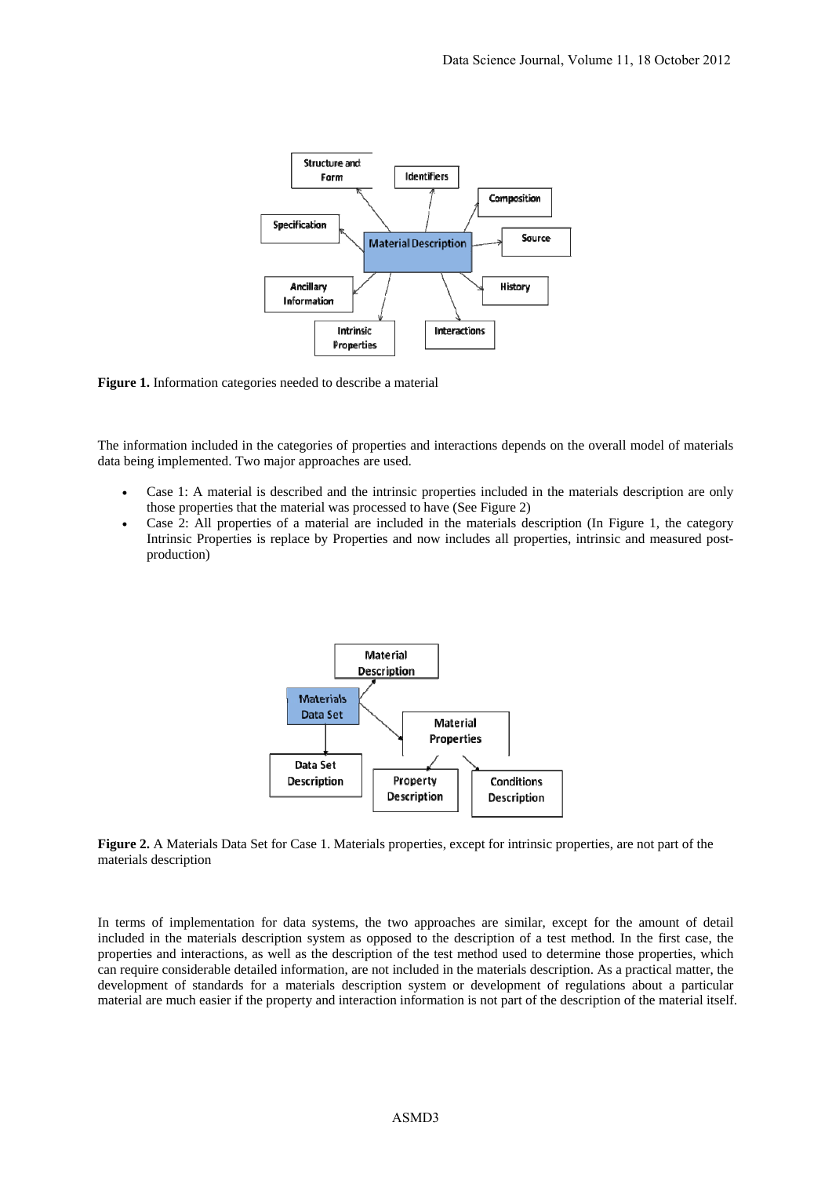**Figure 1.** Information categories needed to describe a material

The information included in the categories of properties and interactions depends on the overall model of materials data being implemented. Two major approaches are used.

- Case 1: A material is described and the intrinsic properties included in the materials description are only those properties that the material was processed to have (See Figure 2)
- Case 2: All properties of a material are included in the materials description (In Figure 1, the category Intrinsic Properties is replace by Properties and now includes all properties, intrinsic and measured post-production)

**Figure 2.** A Materials Data Set for Case 1. Materials properties, except for intrinsic properties, are not part of the materials description

In terms of implementation for data systems, the two approaches are similar, except for the amount of detail included in the materials description system as opposed to the description of a test method. In the first case, the properties and interactions, as well as the description of the test method used to determine those properties, which can require considerable detailed information, are not included in the materials description. As a practical matter, the development of standards for a materials description system or development of regulations about a particular material are much easier if the property and interaction information is not part of the description of the material itself.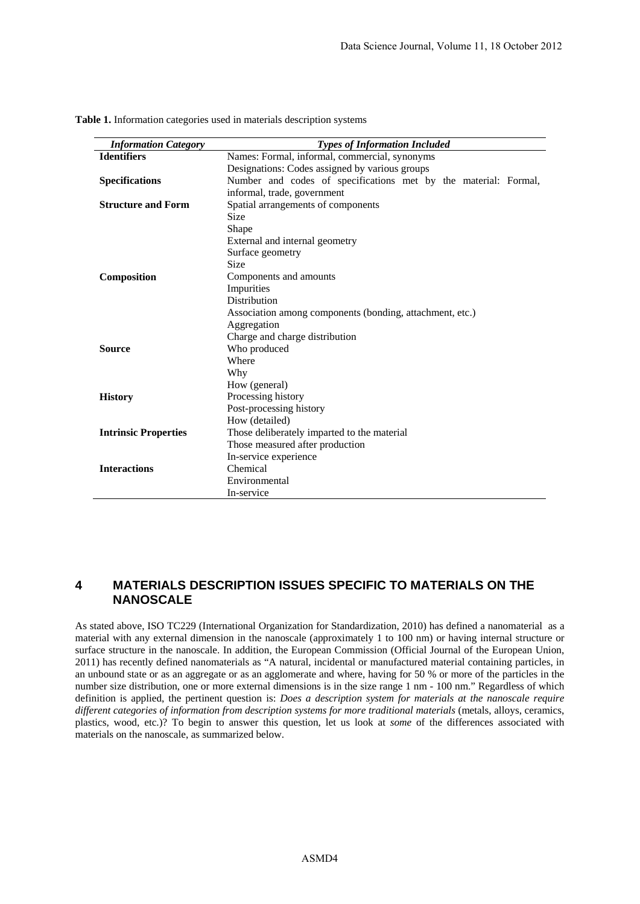**Table 1.** Information categories used in materials description systems

| *Information Category* | *Types of Information Included* |
|---|---|
| **Identifiers** | Names: Formal, informal, commercial, synonyms |
| | Designations: Codes assigned by various groups |
| **Specifications** | Number and codes of specifications met by the material: Formal, informal, trade, government |
| **Structure and Form** | Spatial arrangements of components |
| | Size |
| | Shape |
| | External and internal geometry |
| | Surface geometry |
| | Size |
| **Composition** | Components and amounts |
| | Impurities |
| | Distribution |
| | Association among components (bonding, attachment, etc.) |
| | Aggregation |
| | Charge and charge distribution |
| **Source** | Who produced |
| | Where |
| | Why |
| | How (general) |
| **History** | Processing history |
| | Post-processing history |
| | How (detailed) |
| **Intrinsic Properties** | Those deliberately imparted to the material |
| | Those measured after production |
| | In-service experience |
| **Interactions** | Chemical |
| | Environmental |
| | In-service |

## 4 MATERIALS DESCRIPTION ISSUES SPECIFIC TO MATERIALS ON THE NANOSCALE

As stated above, ISO TC229 (International Organization for Standardization, 2010) has defined a nanomaterial as a material with any external dimension in the nanoscale (approximately 1 to 100 nm) or having internal structure or surface structure in the nanoscale. In addition, the European Commission (Official Journal of the European Union, 2011) has recently defined nanomaterials as "A natural, incidental or manufactured material containing particles, in an unbound state or as an aggregate or as an agglomerate and where, having for 50 % or more of the particles in the number size distribution, one or more external dimensions is in the size range 1 nm - 100 nm." Regardless of which definition is applied, the pertinent question is: *Does a description system for materials at the nanoscale require different categories of information from description systems for more traditional materials* (metals, alloys, ceramics, plastics, wood, etc.)? To begin to answer this question, let us look at *some* of the differences associated with materials on the nanoscale, as summarized below.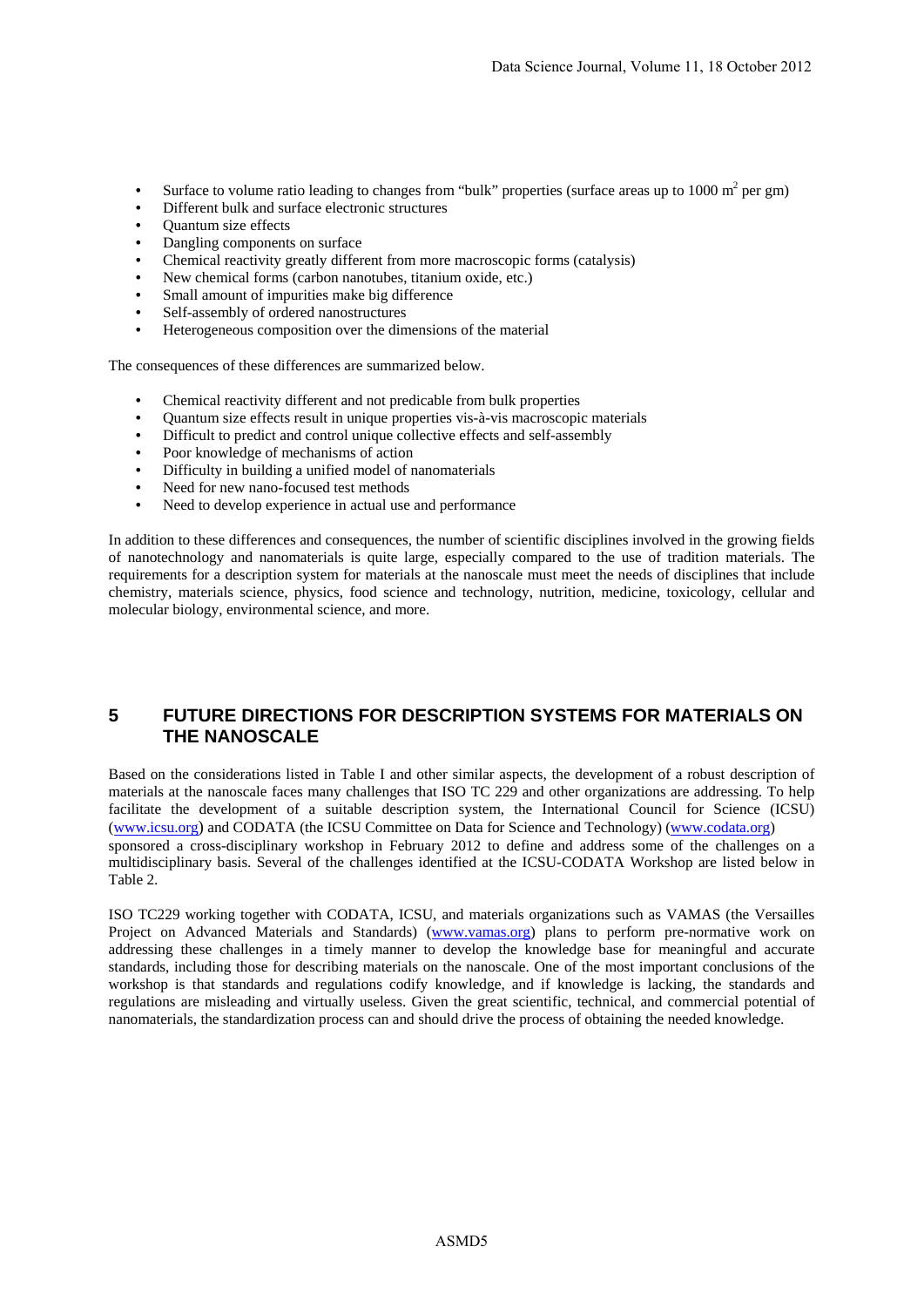- Surface to volume ratio leading to changes from "bulk" properties (surface areas up to 1000 $m^2$ per gm)
- Different bulk and surface electronic structures
- Quantum size effects
- Dangling components on surface
- Chemical reactivity greatly different from more macroscopic forms (catalysis)
- New chemical forms (carbon nanotubes, titanium oxide, etc.)
- Small amount of impurities make big difference
- Self-assembly of ordered nanostructures
- Heterogeneous composition over the dimensions of the material

The consequences of these differences are summarized below.

- Chemical reactivity different and not predicable from bulk properties
- Quantum size effects result in unique properties vis-à-vis macroscopic materials
- Difficult to predict and control unique collective effects and self-assembly
- Poor knowledge of mechanisms of action
- Difficulty in building a unified model of nanomaterials
- Need for new nano-focused test methods
- Need to develop experience in actual use and performance

In addition to these differences and consequences, the number of scientific disciplines involved in the growing fields of nanotechnology and nanomaterials is quite large, especially compared to the use of tradition materials. The requirements for a description system for materials at the nanoscale must meet the needs of disciplines that include chemistry, materials science, physics, food science and technology, nutrition, medicine, toxicology, cellular and molecular biology, environmental science, and more.

## 5 FUTURE DIRECTIONS FOR DESCRIPTION SYSTEMS FOR MATERIALS ON THE NANOSCALE

Based on the considerations listed in Table I and other similar aspects, the development of a robust description of materials at the nanoscale faces many challenges that ISO TC 229 and other organizations are addressing. To help facilitate the development of a suitable description system, the International Council for Science (ICSU) (www.icsu.org) and CODATA (the ICSU Committee on Data for Science and Technology) (www.codata.org) sponsored a cross-disciplinary workshop in February 2012 to define and address some of the challenges on a multidisciplinary basis. Several of the challenges identified at the ICSU-CODATA Workshop are listed below in Table 2.

ISO TC229 working together with CODATA, ICSU, and materials organizations such as VAMAS (the Versailles Project on Advanced Materials and Standards) (www.vamas.org) plans to perform pre-normative work on addressing these challenges in a timely manner to develop the knowledge base for meaningful and accurate standards, including those for describing materials on the nanoscale. One of the most important conclusions of the workshop is that standards and regulations codify knowledge, and if knowledge is lacking, the standards and regulations are misleading and virtually useless. Given the great scientific, technical, and commercial potential of nanomaterials, the standardization process can and should drive the process of obtaining the needed knowledge.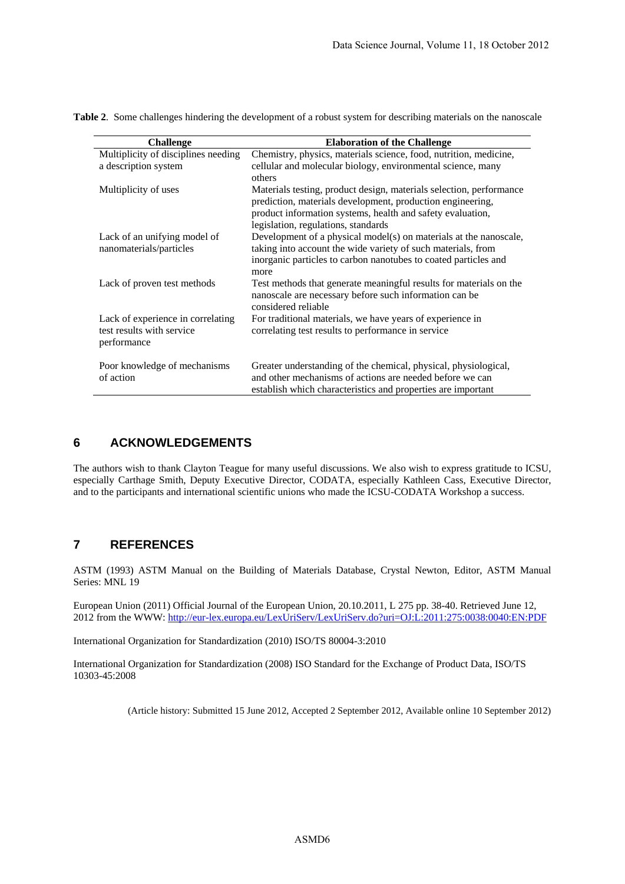**Table 2**. Some challenges hindering the development of a robust system for describing materials on the nanoscale

| Challenge | Elaboration of the Challenge |
|---|---|
| Multiplicity of disciplines needing a description system | Chemistry, physics, materials science, food, nutrition, medicine, cellular and molecular biology, environmental science, many others |
| Multiplicity of uses | Materials testing, product design, materials selection, performance prediction, materials development, production engineering, product information systems, health and safety evaluation, legislation, regulations, standards |
| Lack of an unifying model of nanomaterials/particles | Development of a physical model(s) on materials at the nanoscale, taking into account the wide variety of such materials, from inorganic particles to carbon nanotubes to coated particles and more |
| Lack of proven test methods | Test methods that generate meaningful results for materials on the nanoscale are necessary before such information can be considered reliable |
| Lack of experience in correlating test results with service performance | For traditional materials, we have years of experience in correlating test results to performance in service |
| Poor knowledge of mechanisms of action | Greater understanding of the chemical, physical, physiological, and other mechanisms of actions are needed before we can establish which characteristics and properties are important |

## 6 ACKNOWLEDGEMENTS

The authors wish to thank Clayton Teague for many useful discussions. We also wish to express gratitude to ICSU, especially Carthage Smith, Deputy Executive Director, CODATA, especially Kathleen Cass, Executive Director, and to the participants and international scientific unions who made the ICSU-CODATA Workshop a success.

## 7 REFERENCES

ASTM (1993) ASTM Manual on the Building of Materials Database, Crystal Newton, Editor, ASTM Manual Series: MNL 19

European Union (2011) Official Journal of the European Union, 20.10.2011, L 275 pp. 38-40. Retrieved June 12, 2012 from the WWW: http://eur-lex.europa.eu/LexUriServ/LexUriServ.do?uri=OJ:L:2011:275:0038:0040:EN:PDF

International Organization for Standardization (2010) ISO/TS 80004-3:2010

International Organization for Standardization (2008) ISO Standard for the Exchange of Product Data, ISO/TS 10303-45:2008

(Article history: Submitted 15 June 2012, Accepted 2 September 2012, Available online 10 September 2012)